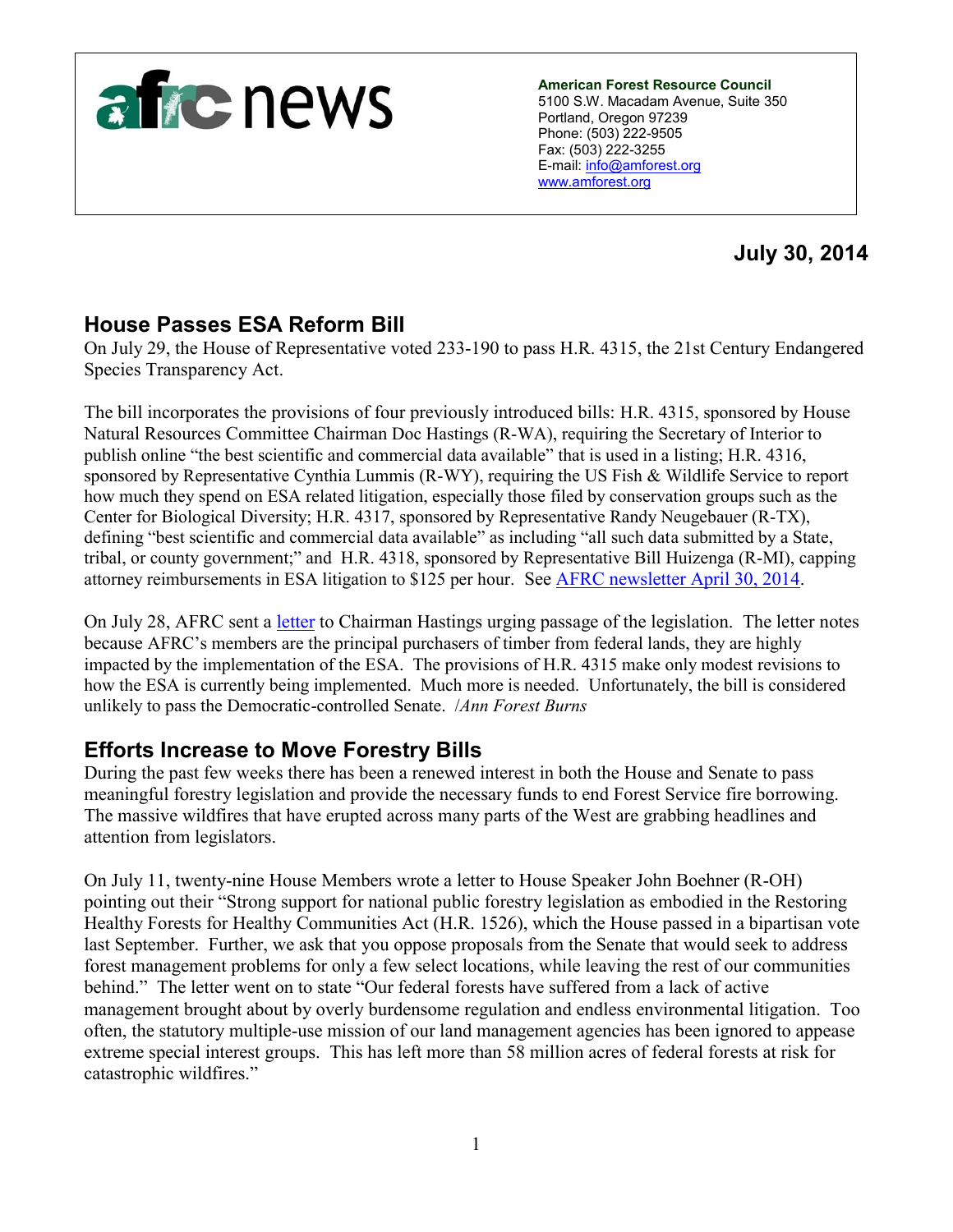# afrc news

**American Forest Resource Council**
5100 S.W. Macadam Avenue, Suite 350
Portland, Oregon 97239
Phone: (503) 222-9505
Fax: (503) 222-3255
E-mail: info@amforest.org
www.amforest.org

**July 30, 2014**

## House Passes ESA Reform Bill

On July 29, the House of Representative voted 233-190 to pass H.R. 4315, the 21st Century Endangered Species Transparency Act.

The bill incorporates the provisions of four previously introduced bills: H.R. 4315, sponsored by House Natural Resources Committee Chairman Doc Hastings (R-WA), requiring the Secretary of Interior to publish online "the best scientific and commercial data available" that is used in a listing; H.R. 4316, sponsored by Representative Cynthia Lummis (R-WY), requiring the US Fish & Wildlife Service to report how much they spend on ESA related litigation, especially those filed by conservation groups such as the Center for Biological Diversity; H.R. 4317, sponsored by Representative Randy Neugebauer (R-TX), defining "best scientific and commercial data available" as including "all such data submitted by a State, tribal, or county government;" and H.R. 4318, sponsored by Representative Bill Huizenga (R-MI), capping attorney reimbursements in ESA litigation to $125 per hour. See AFRC newsletter April 30, 2014.

On July 28, AFRC sent a letter to Chairman Hastings urging passage of the legislation. The letter notes because AFRC's members are the principal purchasers of timber from federal lands, they are highly impacted by the implementation of the ESA. The provisions of H.R. 4315 make only modest revisions to how the ESA is currently being implemented. Much more is needed. Unfortunately, the bill is considered unlikely to pass the Democratic-controlled Senate. /*Ann Forest Burns*

## Efforts Increase to Move Forestry Bills

During the past few weeks there has been a renewed interest in both the House and Senate to pass meaningful forestry legislation and provide the necessary funds to end Forest Service fire borrowing. The massive wildfires that have erupted across many parts of the West are grabbing headlines and attention from legislators.

On July 11, twenty-nine House Members wrote a letter to House Speaker John Boehner (R-OH) pointing out their "Strong support for national public forestry legislation as embodied in the Restoring Healthy Forests for Healthy Communities Act (H.R. 1526), which the House passed in a bipartisan vote last September. Further, we ask that you oppose proposals from the Senate that would seek to address forest management problems for only a few select locations, while leaving the rest of our communities behind." The letter went on to state "Our federal forests have suffered from a lack of active management brought about by overly burdensome regulation and endless environmental litigation. Too often, the statutory multiple-use mission of our land management agencies has been ignored to appease extreme special interest groups. This has left more than 58 million acres of federal forests at risk for catastrophic wildfires."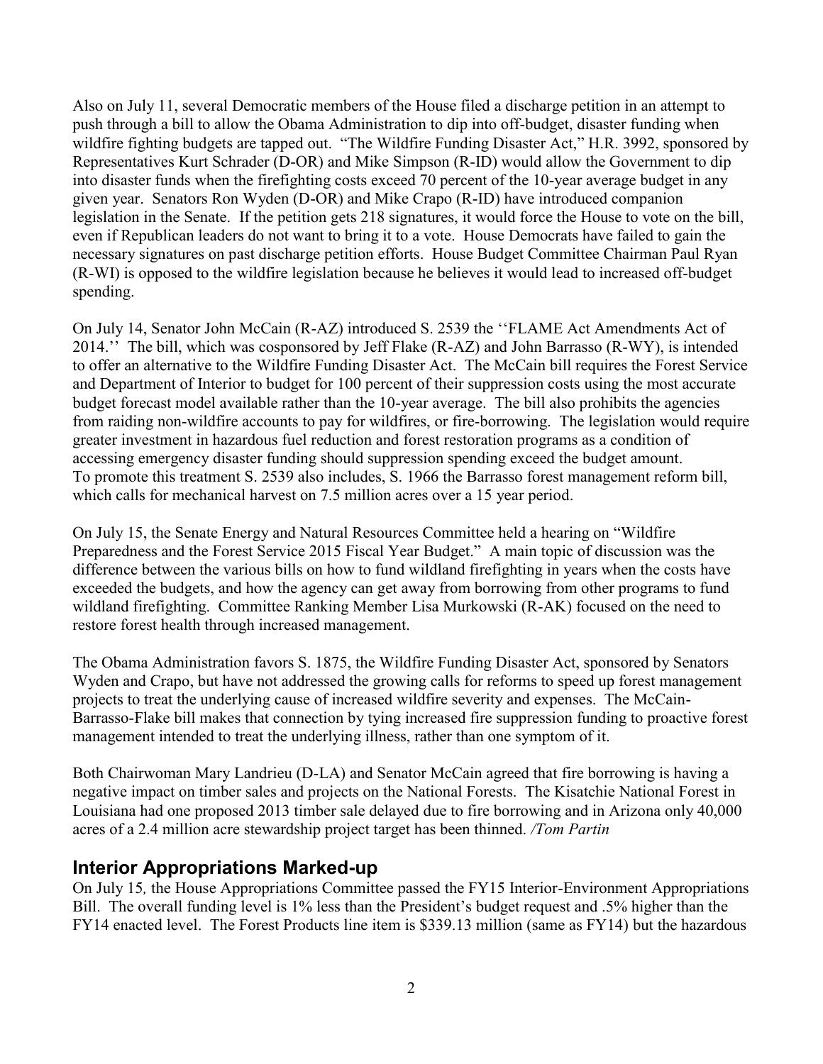Also on July 11, several Democratic members of the House filed a discharge petition in an attempt to push through a bill to allow the Obama Administration to dip into off-budget, disaster funding when wildfire fighting budgets are tapped out. "The Wildfire Funding Disaster Act," H.R. 3992, sponsored by Representatives Kurt Schrader (D-OR) and Mike Simpson (R-ID) would allow the Government to dip into disaster funds when the firefighting costs exceed 70 percent of the 10-year average budget in any given year. Senators Ron Wyden (D-OR) and Mike Crapo (R-ID) have introduced companion legislation in the Senate. If the petition gets 218 signatures, it would force the House to vote on the bill, even if Republican leaders do not want to bring it to a vote. House Democrats have failed to gain the necessary signatures on past discharge petition efforts. House Budget Committee Chairman Paul Ryan (R-WI) is opposed to the wildfire legislation because he believes it would lead to increased off-budget spending.

On July 14, Senator John McCain (R-AZ) introduced S. 2539 the ''FLAME Act Amendments Act of 2014.'' The bill, which was cosponsored by Jeff Flake (R-AZ) and John Barrasso (R-WY), is intended to offer an alternative to the Wildfire Funding Disaster Act. The McCain bill requires the Forest Service and Department of Interior to budget for 100 percent of their suppression costs using the most accurate budget forecast model available rather than the 10-year average. The bill also prohibits the agencies from raiding non-wildfire accounts to pay for wildfires, or fire-borrowing. The legislation would require greater investment in hazardous fuel reduction and forest restoration programs as a condition of accessing emergency disaster funding should suppression spending exceed the budget amount. To promote this treatment S. 2539 also includes, S. 1966 the Barrasso forest management reform bill, which calls for mechanical harvest on 7.5 million acres over a 15 year period.

On July 15, the Senate Energy and Natural Resources Committee held a hearing on "Wildfire Preparedness and the Forest Service 2015 Fiscal Year Budget." A main topic of discussion was the difference between the various bills on how to fund wildland firefighting in years when the costs have exceeded the budgets, and how the agency can get away from borrowing from other programs to fund wildland firefighting. Committee Ranking Member Lisa Murkowski (R-AK) focused on the need to restore forest health through increased management.

The Obama Administration favors S. 1875, the Wildfire Funding Disaster Act, sponsored by Senators Wyden and Crapo, but have not addressed the growing calls for reforms to speed up forest management projects to treat the underlying cause of increased wildfire severity and expenses. The McCain-Barrasso-Flake bill makes that connection by tying increased fire suppression funding to proactive forest management intended to treat the underlying illness, rather than one symptom of it.

Both Chairwoman Mary Landrieu (D-LA) and Senator McCain agreed that fire borrowing is having a negative impact on timber sales and projects on the National Forests. The Kisatchie National Forest in Louisiana had one proposed 2013 timber sale delayed due to fire borrowing and in Arizona only 40,000 acres of a 2.4 million acre stewardship project target has been thinned. */Tom Partin*

## Interior Appropriations Marked-up

On July 15, the House Appropriations Committee passed the FY15 Interior-Environment Appropriations Bill. The overall funding level is 1% less than the President's budget request and .5% higher than the FY14 enacted level. The Forest Products line item is $339.13 million (same as FY14) but the hazardous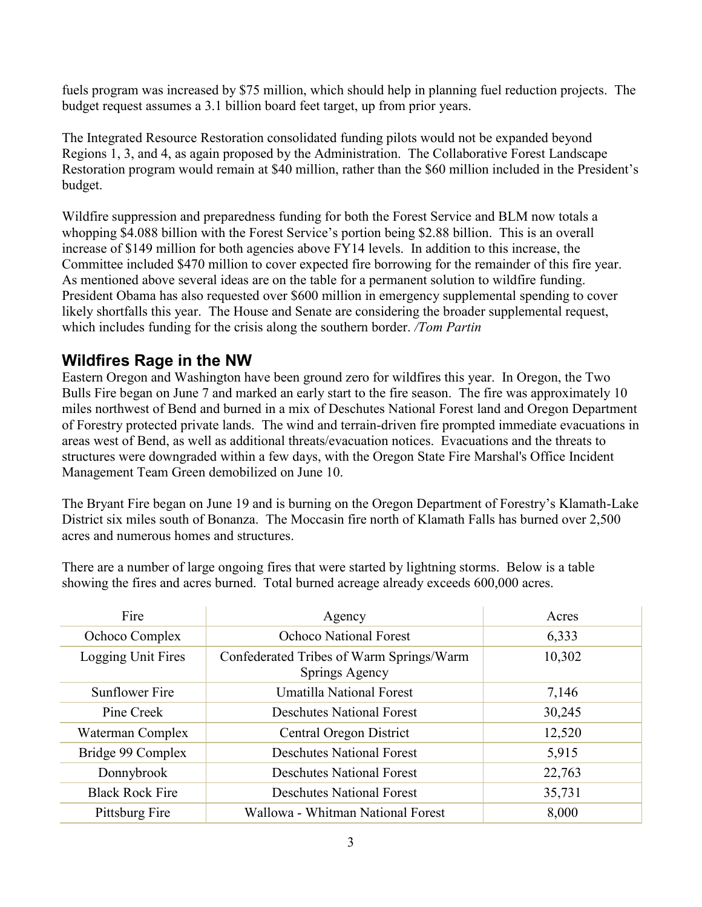fuels program was increased by $75 million, which should help in planning fuel reduction projects. The budget request assumes a 3.1 billion board feet target, up from prior years.

The Integrated Resource Restoration consolidated funding pilots would not be expanded beyond Regions 1, 3, and 4, as again proposed by the Administration. The Collaborative Forest Landscape Restoration program would remain at $40 million, rather than the $60 million included in the President's budget.

Wildfire suppression and preparedness funding for both the Forest Service and BLM now totals a whopping $4.088 billion with the Forest Service's portion being $2.88 billion. This is an overall increase of $149 million for both agencies above FY14 levels. In addition to this increase, the Committee included $470 million to cover expected fire borrowing for the remainder of this fire year. As mentioned above several ideas are on the table for a permanent solution to wildfire funding. President Obama has also requested over $600 million in emergency supplemental spending to cover likely shortfalls this year. The House and Senate are considering the broader supplemental request, which includes funding for the crisis along the southern border. */Tom Partin*

## Wildfires Rage in the NW

Eastern Oregon and Washington have been ground zero for wildfires this year. In Oregon, the Two Bulls Fire began on June 7 and marked an early start to the fire season. The fire was approximately 10 miles northwest of Bend and burned in a mix of Deschutes National Forest land and Oregon Department of Forestry protected private lands. The wind and terrain-driven fire prompted immediate evacuations in areas west of Bend, as well as additional threats/evacuation notices. Evacuations and the threats to structures were downgraded within a few days, with the Oregon State Fire Marshal's Office Incident Management Team Green demobilized on June 10.

The Bryant Fire began on June 19 and is burning on the Oregon Department of Forestry's Klamath-Lake District six miles south of Bonanza. The Moccasin fire north of Klamath Falls has burned over 2,500 acres and numerous homes and structures.

There are a number of large ongoing fires that were started by lightning storms. Below is a table showing the fires and acres burned. Total burned acreage already exceeds 600,000 acres.

| Fire | Agency | Acres |
|---|---|---|
| Ochoco Complex | Ochoco National Forest | 6,333 |
| Logging Unit Fires | Confederated Tribes of Warm Springs/Warm Springs Agency | 10,302 |
| Sunflower Fire | Umatilla National Forest | 7,146 |
| Pine Creek | Deschutes National Forest | 30,245 |
| Waterman Complex | Central Oregon District | 12,520 |
| Bridge 99 Complex | Deschutes National Forest | 5,915 |
| Donnybrook | Deschutes National Forest | 22,763 |
| Black Rock Fire | Deschutes National Forest | 35,731 |
| Pittsburg Fire | Wallowa - Whitman National Forest | 8,000 |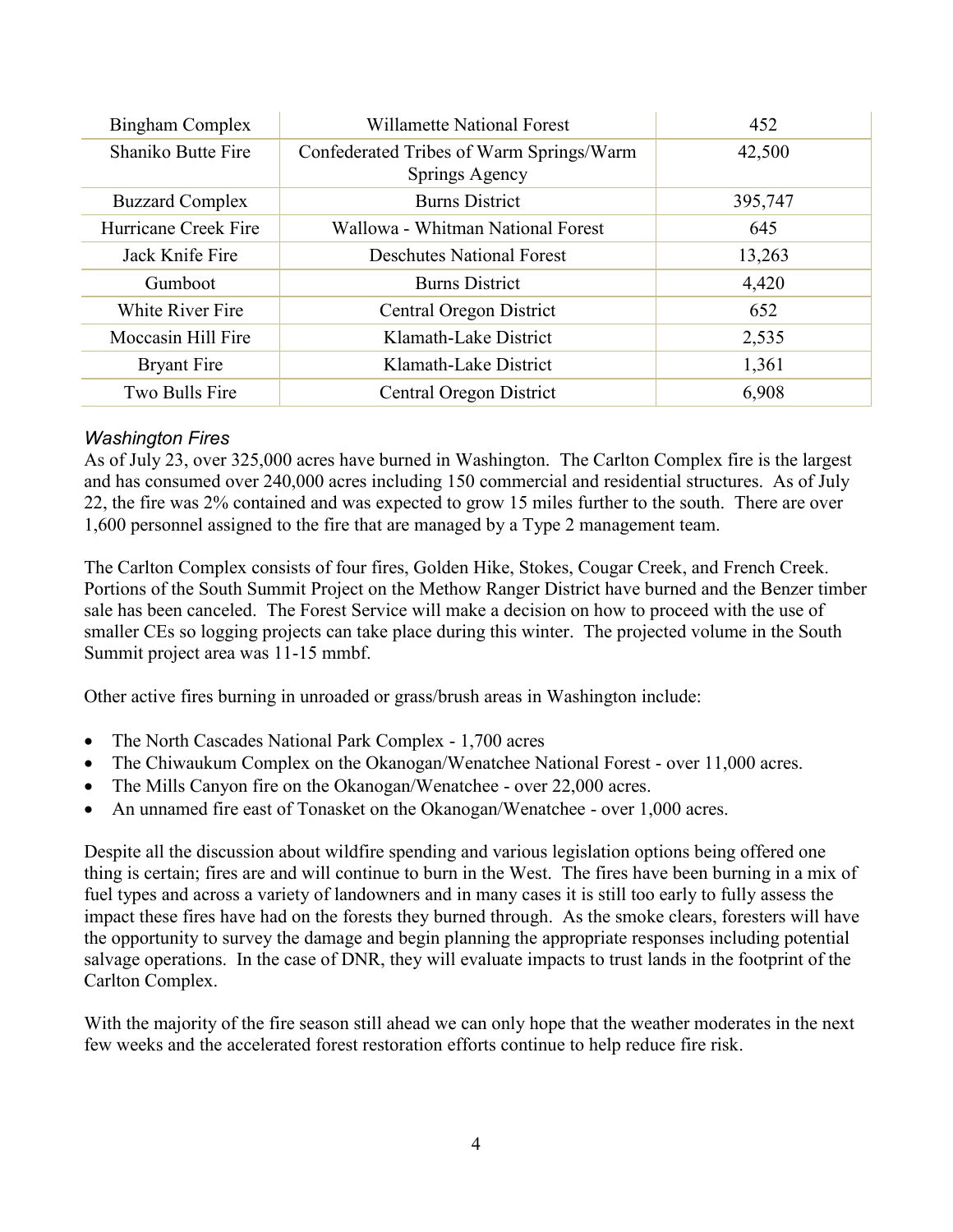| Bingham Complex | Willamette National Forest | 452 |
|---|---|---|
| Shaniko Butte Fire | Confederated Tribes of Warm Springs/Warm Springs Agency | 42,500 |
| Buzzard Complex | Burns District | 395,747 |
| Hurricane Creek Fire | Wallowa - Whitman National Forest | 645 |
| Jack Knife Fire | Deschutes National Forest | 13,263 |
| Gumboot | Burns District | 4,420 |
| White River Fire | Central Oregon District | 652 |
| Moccasin Hill Fire | Klamath-Lake District | 2,535 |
| Bryant Fire | Klamath-Lake District | 1,361 |
| Two Bulls Fire | Central Oregon District | 6,908 |

### *Washington Fires*

As of July 23, over 325,000 acres have burned in Washington. The Carlton Complex fire is the largest and has consumed over 240,000 acres including 150 commercial and residential structures. As of July 22, the fire was 2% contained and was expected to grow 15 miles further to the south. There are over 1,600 personnel assigned to the fire that are managed by a Type 2 management team.

The Carlton Complex consists of four fires, Golden Hike, Stokes, Cougar Creek, and French Creek. Portions of the South Summit Project on the Methow Ranger District have burned and the Benzer timber sale has been canceled. The Forest Service will make a decision on how to proceed with the use of smaller CEs so logging projects can take place during this winter. The projected volume in the South Summit project area was 11-15 mmbf.

Other active fires burning in unroaded or grass/brush areas in Washington include:

- The North Cascades National Park Complex - 1,700 acres
- The Chiwaukum Complex on the Okanogan/Wenatchee National Forest - over 11,000 acres.
- The Mills Canyon fire on the Okanogan/Wenatchee - over 22,000 acres.
- An unnamed fire east of Tonasket on the Okanogan/Wenatchee - over 1,000 acres.

Despite all the discussion about wildfire spending and various legislation options being offered one thing is certain; fires are and will continue to burn in the West. The fires have been burning in a mix of fuel types and across a variety of landowners and in many cases it is still too early to fully assess the impact these fires have had on the forests they burned through. As the smoke clears, foresters will have the opportunity to survey the damage and begin planning the appropriate responses including potential salvage operations. In the case of DNR, they will evaluate impacts to trust lands in the footprint of the Carlton Complex.

With the majority of the fire season still ahead we can only hope that the weather moderates in the next few weeks and the accelerated forest restoration efforts continue to help reduce fire risk.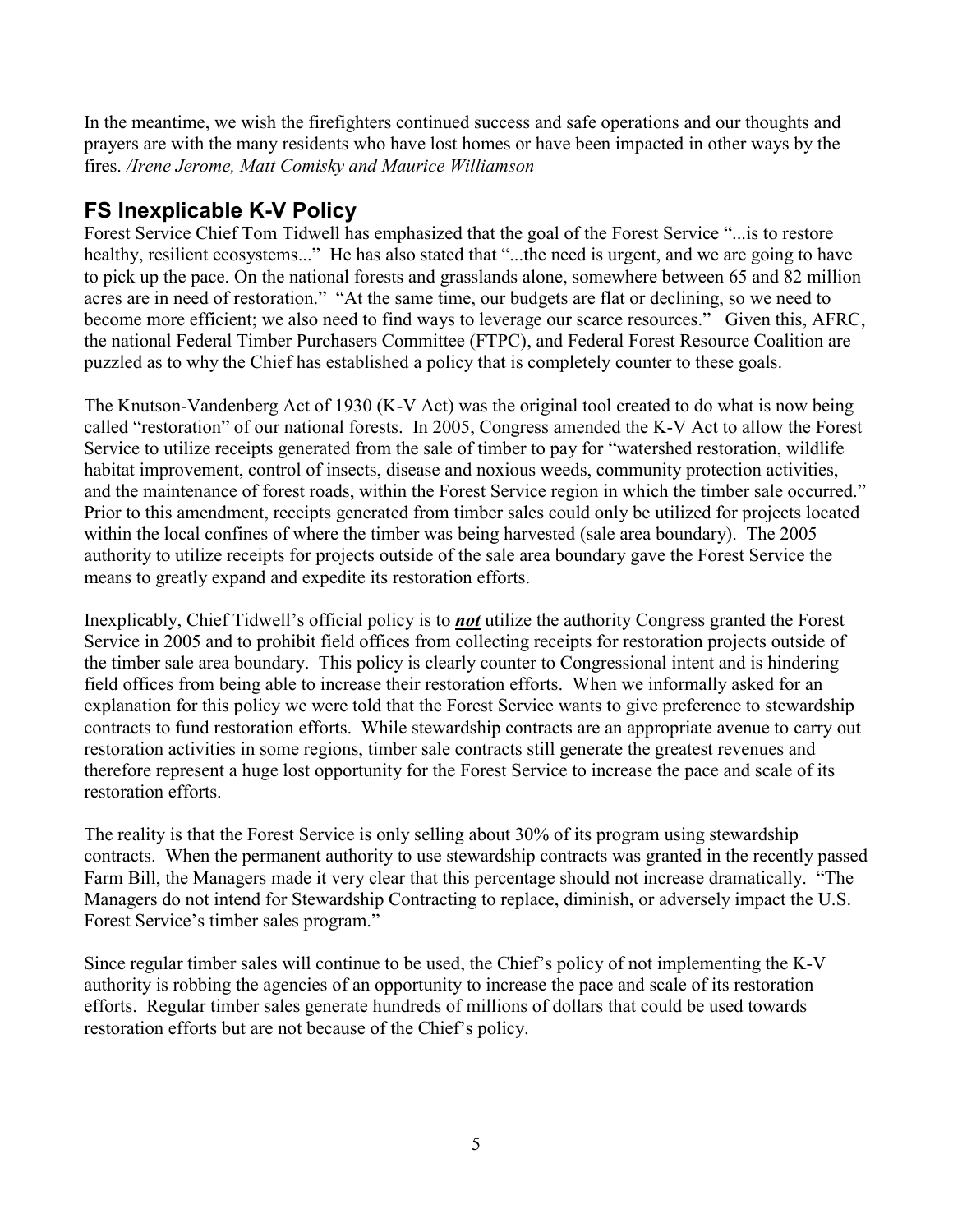In the meantime, we wish the firefighters continued success and safe operations and our thoughts and prayers are with the many residents who have lost homes or have been impacted in other ways by the fires. */Irene Jerome, Matt Comisky and Maurice Williamson*

## FS Inexplicable K-V Policy

Forest Service Chief Tom Tidwell has emphasized that the goal of the Forest Service "...is to restore healthy, resilient ecosystems..." He has also stated that "...the need is urgent, and we are going to have to pick up the pace. On the national forests and grasslands alone, somewhere between 65 and 82 million acres are in need of restoration." "At the same time, our budgets are flat or declining, so we need to become more efficient; we also need to find ways to leverage our scarce resources." Given this, AFRC, the national Federal Timber Purchasers Committee (FTPC), and Federal Forest Resource Coalition are puzzled as to why the Chief has established a policy that is completely counter to these goals.

The Knutson-Vandenberg Act of 1930 (K-V Act) was the original tool created to do what is now being called "restoration" of our national forests. In 2005, Congress amended the K-V Act to allow the Forest Service to utilize receipts generated from the sale of timber to pay for "watershed restoration, wildlife habitat improvement, control of insects, disease and noxious weeds, community protection activities, and the maintenance of forest roads, within the Forest Service region in which the timber sale occurred." Prior to this amendment, receipts generated from timber sales could only be utilized for projects located within the local confines of where the timber was being harvested (sale area boundary). The 2005 authority to utilize receipts for projects outside of the sale area boundary gave the Forest Service the means to greatly expand and expedite its restoration efforts.

Inexplicably, Chief Tidwell's official policy is to ***not*** utilize the authority Congress granted the Forest Service in 2005 and to prohibit field offices from collecting receipts for restoration projects outside of the timber sale area boundary. This policy is clearly counter to Congressional intent and is hindering field offices from being able to increase their restoration efforts. When we informally asked for an explanation for this policy we were told that the Forest Service wants to give preference to stewardship contracts to fund restoration efforts. While stewardship contracts are an appropriate avenue to carry out restoration activities in some regions, timber sale contracts still generate the greatest revenues and therefore represent a huge lost opportunity for the Forest Service to increase the pace and scale of its restoration efforts.

The reality is that the Forest Service is only selling about 30% of its program using stewardship contracts. When the permanent authority to use stewardship contracts was granted in the recently passed Farm Bill, the Managers made it very clear that this percentage should not increase dramatically. "The Managers do not intend for Stewardship Contracting to replace, diminish, or adversely impact the U.S. Forest Service's timber sales program."

Since regular timber sales will continue to be used, the Chief's policy of not implementing the K-V authority is robbing the agencies of an opportunity to increase the pace and scale of its restoration efforts. Regular timber sales generate hundreds of millions of dollars that could be used towards restoration efforts but are not because of the Chief's policy.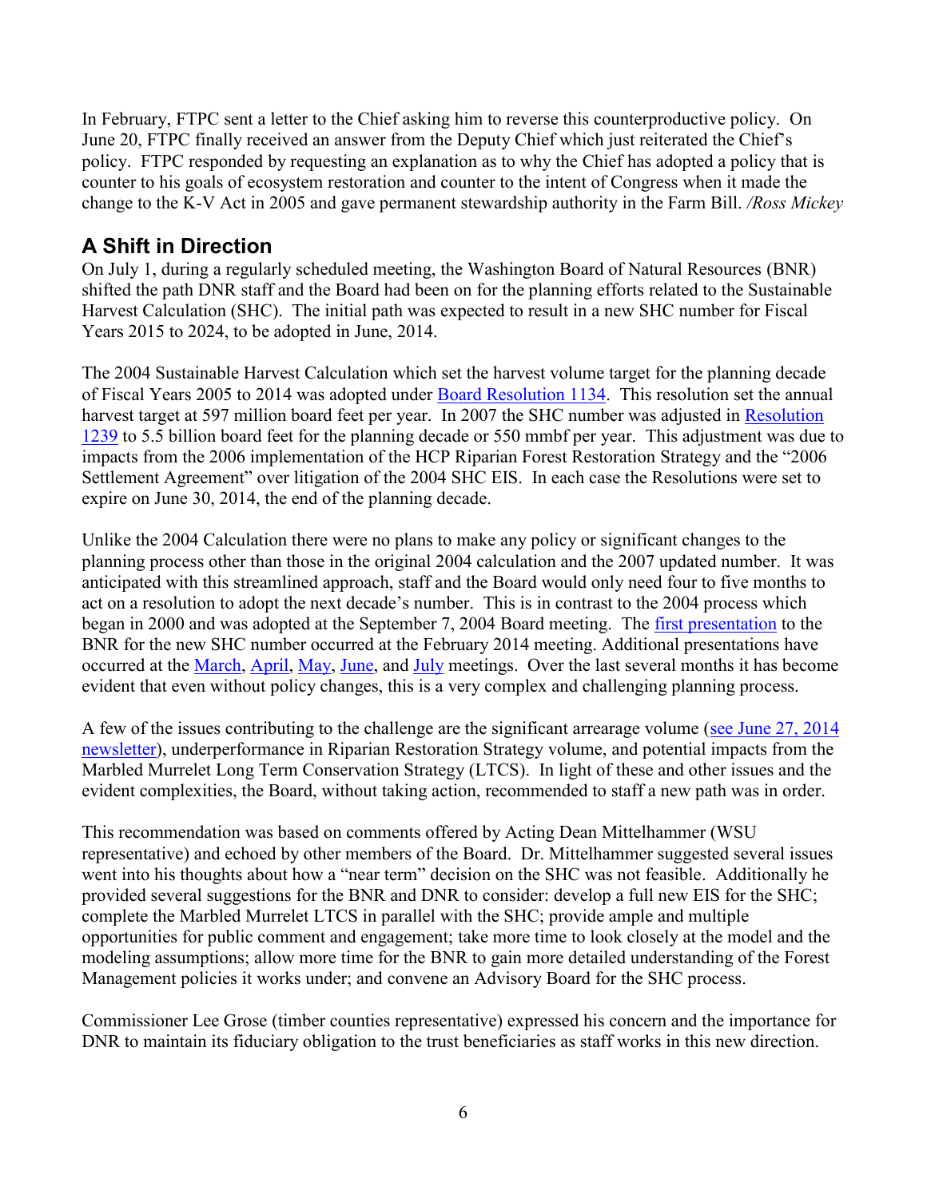In February, FTPC sent a letter to the Chief asking him to reverse this counterproductive policy. On June 20, FTPC finally received an answer from the Deputy Chief which just reiterated the Chief's policy. FTPC responded by requesting an explanation as to why the Chief has adopted a policy that is counter to his goals of ecosystem restoration and counter to the intent of Congress when it made the change to the K-V Act in 2005 and gave permanent stewardship authority in the Farm Bill. */Ross Mickey*

## A Shift in Direction

On July 1, during a regularly scheduled meeting, the Washington Board of Natural Resources (BNR) shifted the path DNR staff and the Board had been on for the planning efforts related to the Sustainable Harvest Calculation (SHC). The initial path was expected to result in a new SHC number for Fiscal Years 2015 to 2024, to be adopted in June, 2014.

The 2004 Sustainable Harvest Calculation which set the harvest volume target for the planning decade of Fiscal Years 2005 to 2014 was adopted under Board Resolution 1134. This resolution set the annual harvest target at 597 million board feet per year. In 2007 the SHC number was adjusted in Resolution 1239 to 5.5 billion board feet for the planning decade or 550 mmbf per year. This adjustment was due to impacts from the 2006 implementation of the HCP Riparian Forest Restoration Strategy and the "2006 Settlement Agreement" over litigation of the 2004 SHC EIS. In each case the Resolutions were set to expire on June 30, 2014, the end of the planning decade.

Unlike the 2004 Calculation there were no plans to make any policy or significant changes to the planning process other than those in the original 2004 calculation and the 2007 updated number. It was anticipated with this streamlined approach, staff and the Board would only need four to five months to act on a resolution to adopt the next decade's number. This is in contrast to the 2004 process which began in 2000 and was adopted at the September 7, 2004 Board meeting. The first presentation to the BNR for the new SHC number occurred at the February 2014 meeting. Additional presentations have occurred at the March, April, May, June, and July meetings. Over the last several months it has become evident that even without policy changes, this is a very complex and challenging planning process.

A few of the issues contributing to the challenge are the significant arrearage volume (see June 27, 2014 newsletter), underperformance in Riparian Restoration Strategy volume, and potential impacts from the Marbled Murrelet Long Term Conservation Strategy (LTCS). In light of these and other issues and the evident complexities, the Board, without taking action, recommended to staff a new path was in order.

This recommendation was based on comments offered by Acting Dean Mittelhammer (WSU representative) and echoed by other members of the Board. Dr. Mittelhammer suggested several issues went into his thoughts about how a "near term" decision on the SHC was not feasible. Additionally he provided several suggestions for the BNR and DNR to consider: develop a full new EIS for the SHC; complete the Marbled Murrelet LTCS in parallel with the SHC; provide ample and multiple opportunities for public comment and engagement; take more time to look closely at the model and the modeling assumptions; allow more time for the BNR to gain more detailed understanding of the Forest Management policies it works under; and convene an Advisory Board for the SHC process.

Commissioner Lee Grose (timber counties representative) expressed his concern and the importance for DNR to maintain its fiduciary obligation to the trust beneficiaries as staff works in this new direction.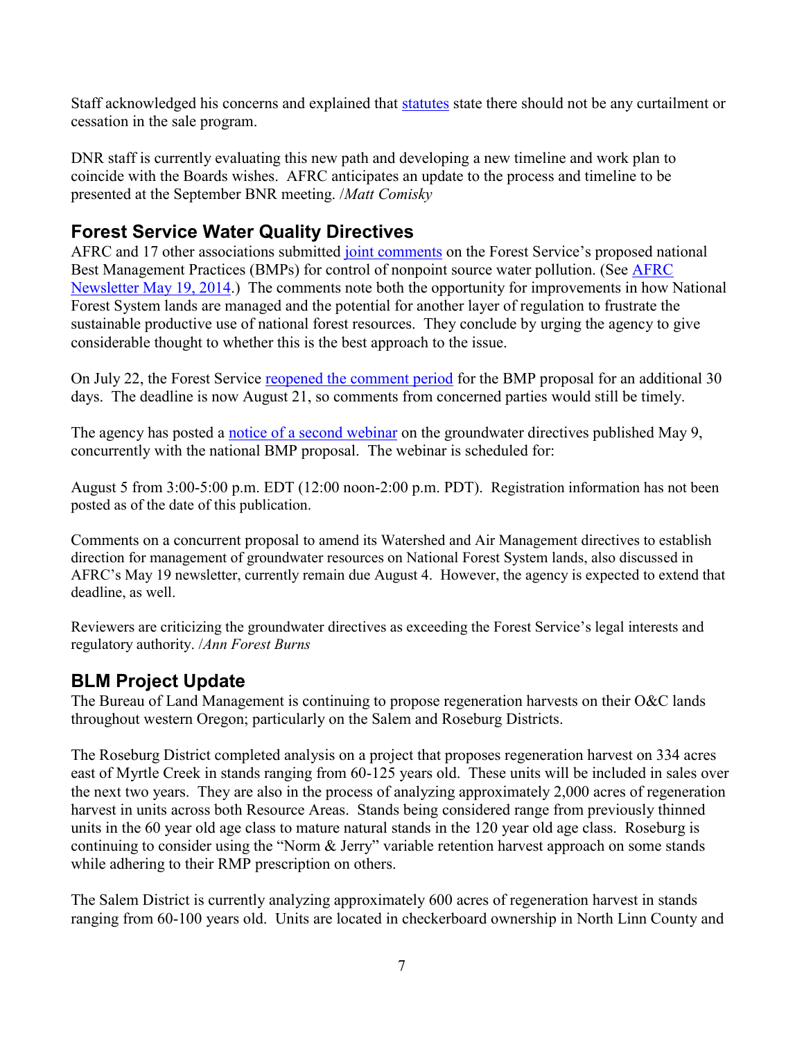Staff acknowledged his concerns and explained that statutes state there should not be any curtailment or cessation in the sale program.

DNR staff is currently evaluating this new path and developing a new timeline and work plan to coincide with the Boards wishes. AFRC anticipates an update to the process and timeline to be presented at the September BNR meeting. /*Matt Comisky*

## Forest Service Water Quality Directives

AFRC and 17 other associations submitted joint comments on the Forest Service's proposed national Best Management Practices (BMPs) for control of nonpoint source water pollution. (See AFRC Newsletter May 19, 2014.) The comments note both the opportunity for improvements in how National Forest System lands are managed and the potential for another layer of regulation to frustrate the sustainable productive use of national forest resources. They conclude by urging the agency to give considerable thought to whether this is the best approach to the issue.

On July 22, the Forest Service reopened the comment period for the BMP proposal for an additional 30 days. The deadline is now August 21, so comments from concerned parties would still be timely.

The agency has posted a notice of a second webinar on the groundwater directives published May 9, concurrently with the national BMP proposal. The webinar is scheduled for:

August 5 from 3:00-5:00 p.m. EDT (12:00 noon-2:00 p.m. PDT). Registration information has not been posted as of the date of this publication.

Comments on a concurrent proposal to amend its Watershed and Air Management directives to establish direction for management of groundwater resources on National Forest System lands, also discussed in AFRC's May 19 newsletter, currently remain due August 4. However, the agency is expected to extend that deadline, as well.

Reviewers are criticizing the groundwater directives as exceeding the Forest Service's legal interests and regulatory authority. /*Ann Forest Burns*

## BLM Project Update

The Bureau of Land Management is continuing to propose regeneration harvests on their O&C lands throughout western Oregon; particularly on the Salem and Roseburg Districts.

The Roseburg District completed analysis on a project that proposes regeneration harvest on 334 acres east of Myrtle Creek in stands ranging from 60-125 years old. These units will be included in sales over the next two years. They are also in the process of analyzing approximately 2,000 acres of regeneration harvest in units across both Resource Areas. Stands being considered range from previously thinned units in the 60 year old age class to mature natural stands in the 120 year old age class. Roseburg is continuing to consider using the "Norm & Jerry" variable retention harvest approach on some stands while adhering to their RMP prescription on others.

The Salem District is currently analyzing approximately 600 acres of regeneration harvest in stands ranging from 60-100 years old. Units are located in checkerboard ownership in North Linn County and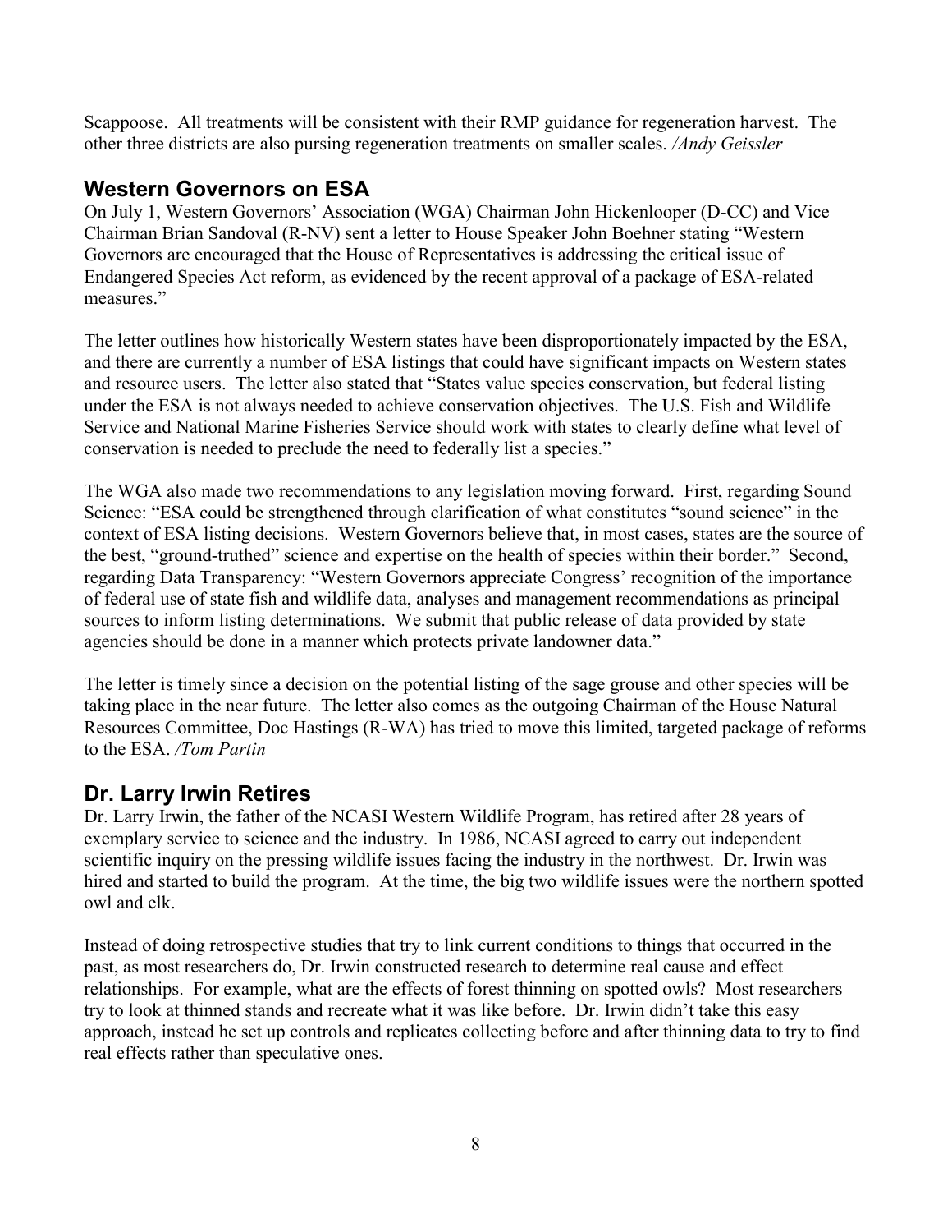Scappoose. All treatments will be consistent with their RMP guidance for regeneration harvest. The other three districts are also pursing regeneration treatments on smaller scales. */Andy Geissler*

## Western Governors on ESA

On July 1, Western Governors' Association (WGA) Chairman John Hickenlooper (D-CC) and Vice Chairman Brian Sandoval (R-NV) sent a letter to House Speaker John Boehner stating "Western Governors are encouraged that the House of Representatives is addressing the critical issue of Endangered Species Act reform, as evidenced by the recent approval of a package of ESA-related measures."

The letter outlines how historically Western states have been disproportionately impacted by the ESA, and there are currently a number of ESA listings that could have significant impacts on Western states and resource users. The letter also stated that "States value species conservation, but federal listing under the ESA is not always needed to achieve conservation objectives. The U.S. Fish and Wildlife Service and National Marine Fisheries Service should work with states to clearly define what level of conservation is needed to preclude the need to federally list a species."

The WGA also made two recommendations to any legislation moving forward. First, regarding Sound Science: "ESA could be strengthened through clarification of what constitutes "sound science" in the context of ESA listing decisions. Western Governors believe that, in most cases, states are the source of the best, "ground-truthed" science and expertise on the health of species within their border." Second, regarding Data Transparency: "Western Governors appreciate Congress' recognition of the importance of federal use of state fish and wildlife data, analyses and management recommendations as principal sources to inform listing determinations. We submit that public release of data provided by state agencies should be done in a manner which protects private landowner data."

The letter is timely since a decision on the potential listing of the sage grouse and other species will be taking place in the near future. The letter also comes as the outgoing Chairman of the House Natural Resources Committee, Doc Hastings (R-WA) has tried to move this limited, targeted package of reforms to the ESA. */Tom Partin*

## Dr. Larry Irwin Retires

Dr. Larry Irwin, the father of the NCASI Western Wildlife Program, has retired after 28 years of exemplary service to science and the industry. In 1986, NCASI agreed to carry out independent scientific inquiry on the pressing wildlife issues facing the industry in the northwest. Dr. Irwin was hired and started to build the program. At the time, the big two wildlife issues were the northern spotted owl and elk.

Instead of doing retrospective studies that try to link current conditions to things that occurred in the past, as most researchers do, Dr. Irwin constructed research to determine real cause and effect relationships. For example, what are the effects of forest thinning on spotted owls? Most researchers try to look at thinned stands and recreate what it was like before. Dr. Irwin didn't take this easy approach, instead he set up controls and replicates collecting before and after thinning data to try to find real effects rather than speculative ones.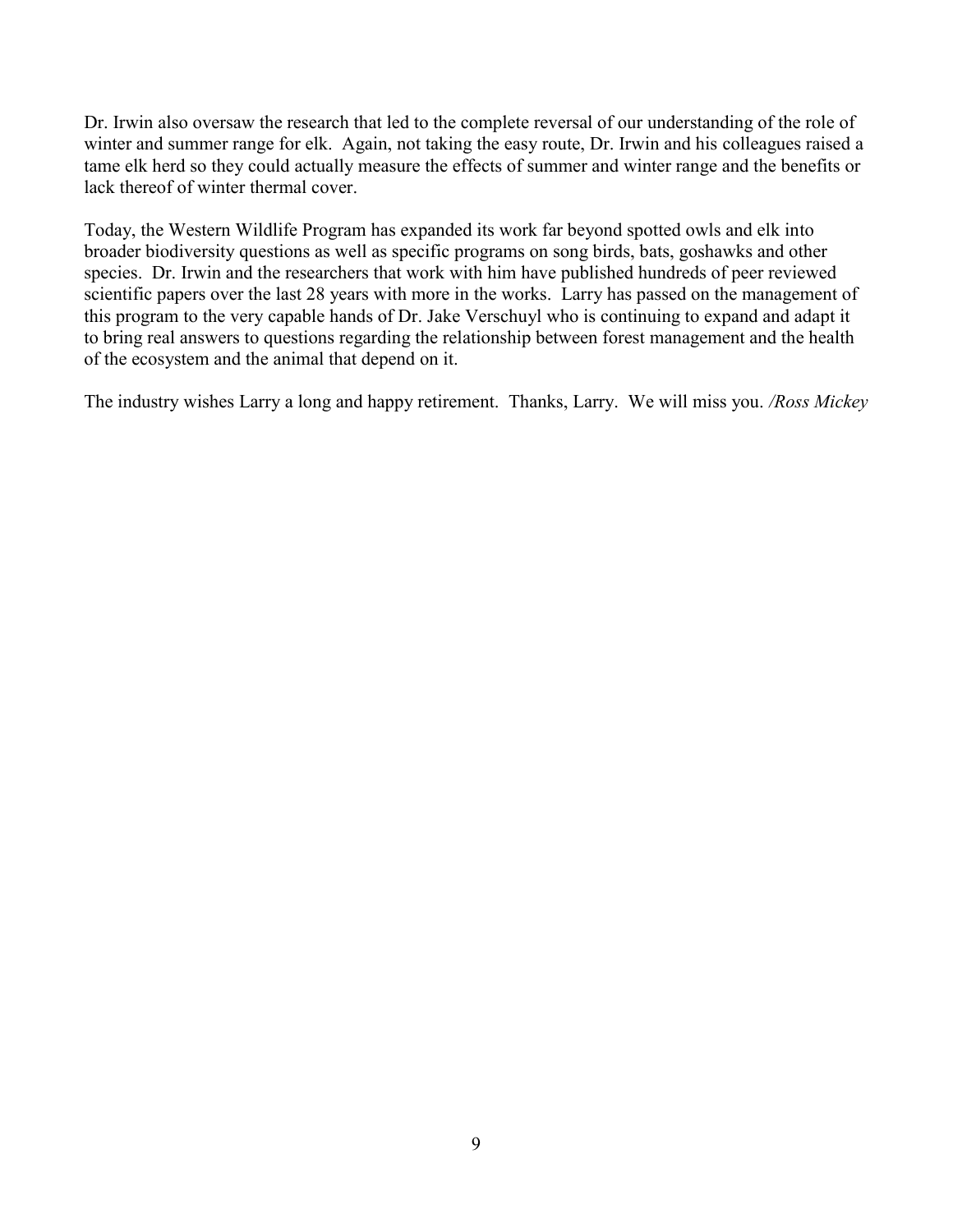Dr. Irwin also oversaw the research that led to the complete reversal of our understanding of the role of winter and summer range for elk. Again, not taking the easy route, Dr. Irwin and his colleagues raised a tame elk herd so they could actually measure the effects of summer and winter range and the benefits or lack thereof of winter thermal cover.

Today, the Western Wildlife Program has expanded its work far beyond spotted owls and elk into broader biodiversity questions as well as specific programs on song birds, bats, goshawks and other species. Dr. Irwin and the researchers that work with him have published hundreds of peer reviewed scientific papers over the last 28 years with more in the works. Larry has passed on the management of this program to the very capable hands of Dr. Jake Verschuyl who is continuing to expand and adapt it to bring real answers to questions regarding the relationship between forest management and the health of the ecosystem and the animal that depend on it.

The industry wishes Larry a long and happy retirement. Thanks, Larry. We will miss you. */Ross Mickey*